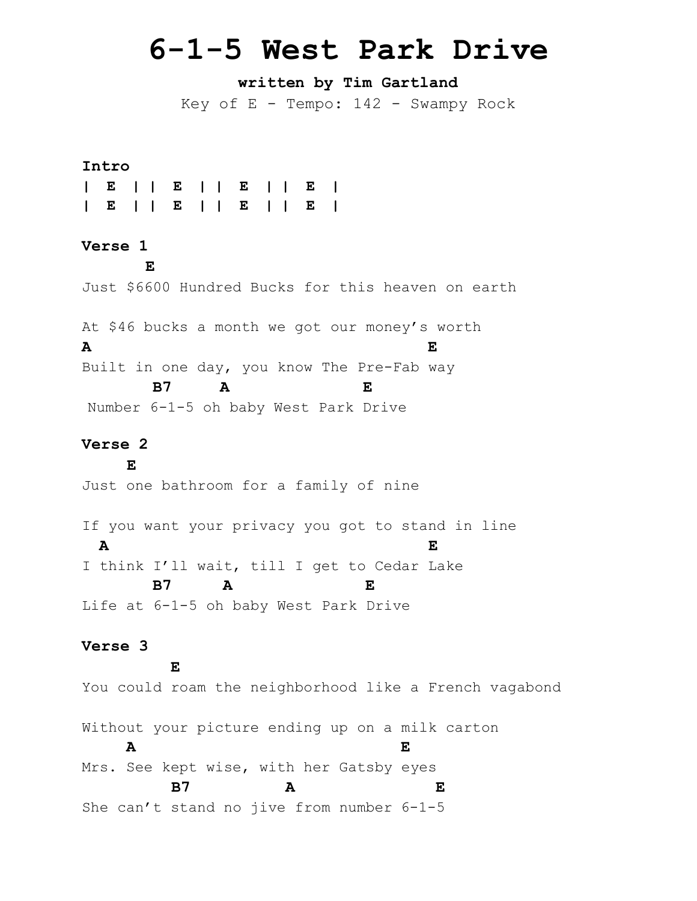# 6-1-5 West Park Drive

**written by Tim Gartland**

Key of E - Tempo: 142 - Swampy Rock

**Intro**

```
| E || E || E || E |
| E || E || E || E |
```

**Verse 1**

```
       E
Just $6600 Hundred Bucks for this heaven on earth

At $46 bucks a month we got our money's worth
A                                          E
Built in one day, you know The Pre-Fab way
        B7     A               E
 Number 6-1-5 oh baby West Park Drive
```

**Verse 2**

```
     E
Just one bathroom for a family of nine

If you want your privacy you got to stand in line
  A                                        E
I think I'll wait, till I get to Cedar Lake
        B7     A               E
Life at 6-1-5 oh baby West Park Drive
```

**Verse 3**

```
          E
You could roam the neighborhood like a French vagabond

Without your picture ending up on a milk carton
     A                               E
Mrs. See kept wise, with her Gatsby eyes
          B7          A               E
She can't stand no jive from number 6-1-5
```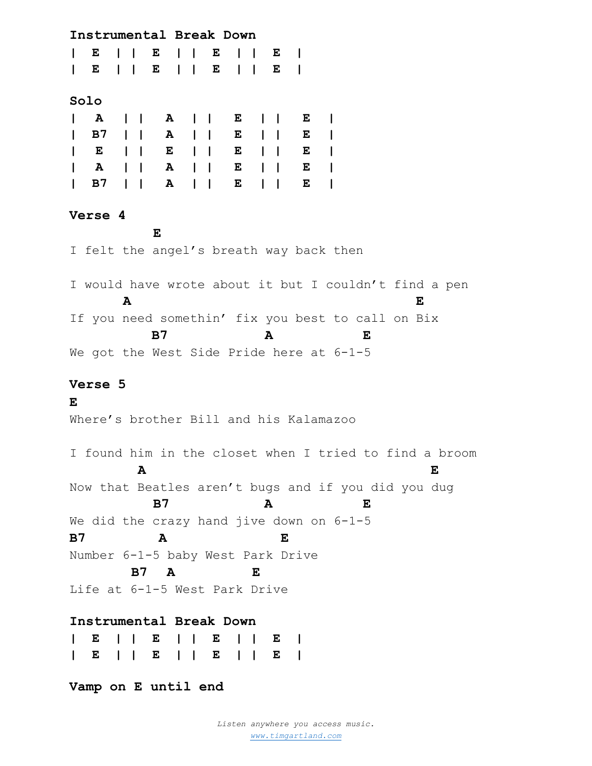**Instrumental Break Down**

```
| E || E || E || E |
| E || E || E || E |
```

**Solo**

```
|  A  ||  A  ||  E  ||  E  |
|  B7 ||  A  ||  E  ||  E  |
|  E  ||  E  ||  E  ||  E  |
|  A  ||  A  ||  E  ||  E  |
|  B7 ||  A  ||  E  ||  E  |
```

**Verse 4**

```
            E
I felt the angel's breath way back then

I would have wrote about it but I couldn't find a pen
        A                                         E
If you need somethin' fix you best to call on Bix
           B7              A            E
We got the West Side Pride here at 6-1-5
```

**Verse 5**

```
E
Where's brother Bill and his Kalamazoo

I found him in the closet when I tried to find a broom
          A                                       E
Now that Beatles aren't bugs and if you did you dug
            B7             A            E
We did the crazy hand jive down on 6-1-5
B7          A                E
Number 6-1-5 baby West Park Drive
         B7   A          E
Life at 6-1-5 West Park Drive
```

**Instrumental Break Down**

```
| E || E || E || E |
| E || E || E || E |
```

**Vamp on E until end**

*Listen anywhere you access music.*
www.timgartland.com